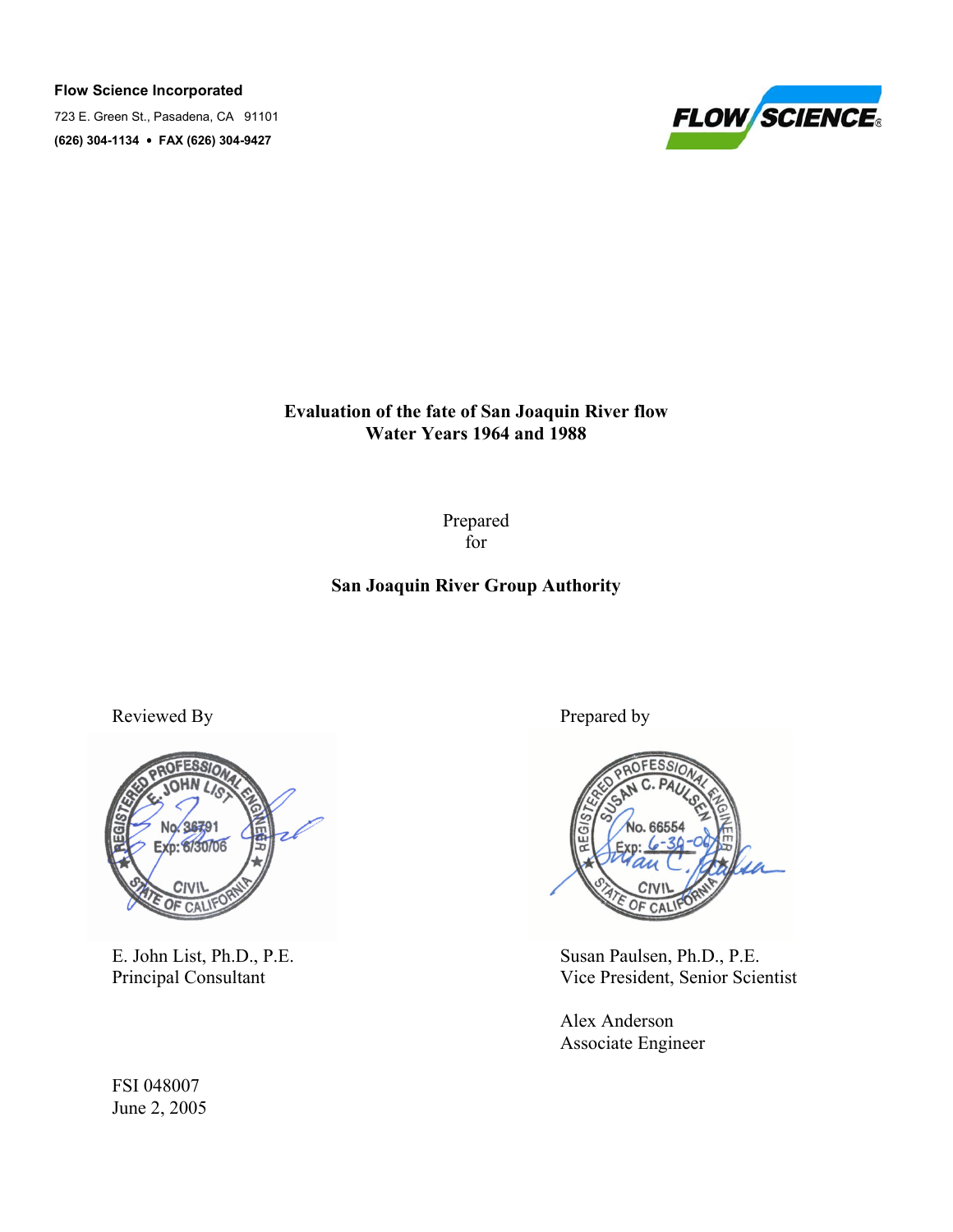**Flow Science Incorporated**

723 E. Green St., Pasadena, CA 91101

**(626) 304-1134 • FAX (626) 304-9427**

FLOW SCIENCE®

# Evaluation of the fate of San Joaquin River flow Water Years 1964 and 1988

Prepared for

**San Joaquin River Group Authority**

Reviewed By

REGISTERED PROFESSIONAL ENGINEER
E. JOHN LIST
No. 36791
Exp: 6/30/06
CIVIL
STATE OF CALIFORNIA

E. John List, Ph.D., P.E.
Principal Consultant

Prepared by

REGISTERED PROFESSIONAL ENGINEER
SUSAN C. PAULSEN
No. 66554
Exp: 6-30-06
CIVIL
STATE OF CALIFORNIA

Susan Paulsen, Ph.D., P.E.
Vice President, Senior Scientist

Alex Anderson
Associate Engineer

FSI 048007
June 2, 2005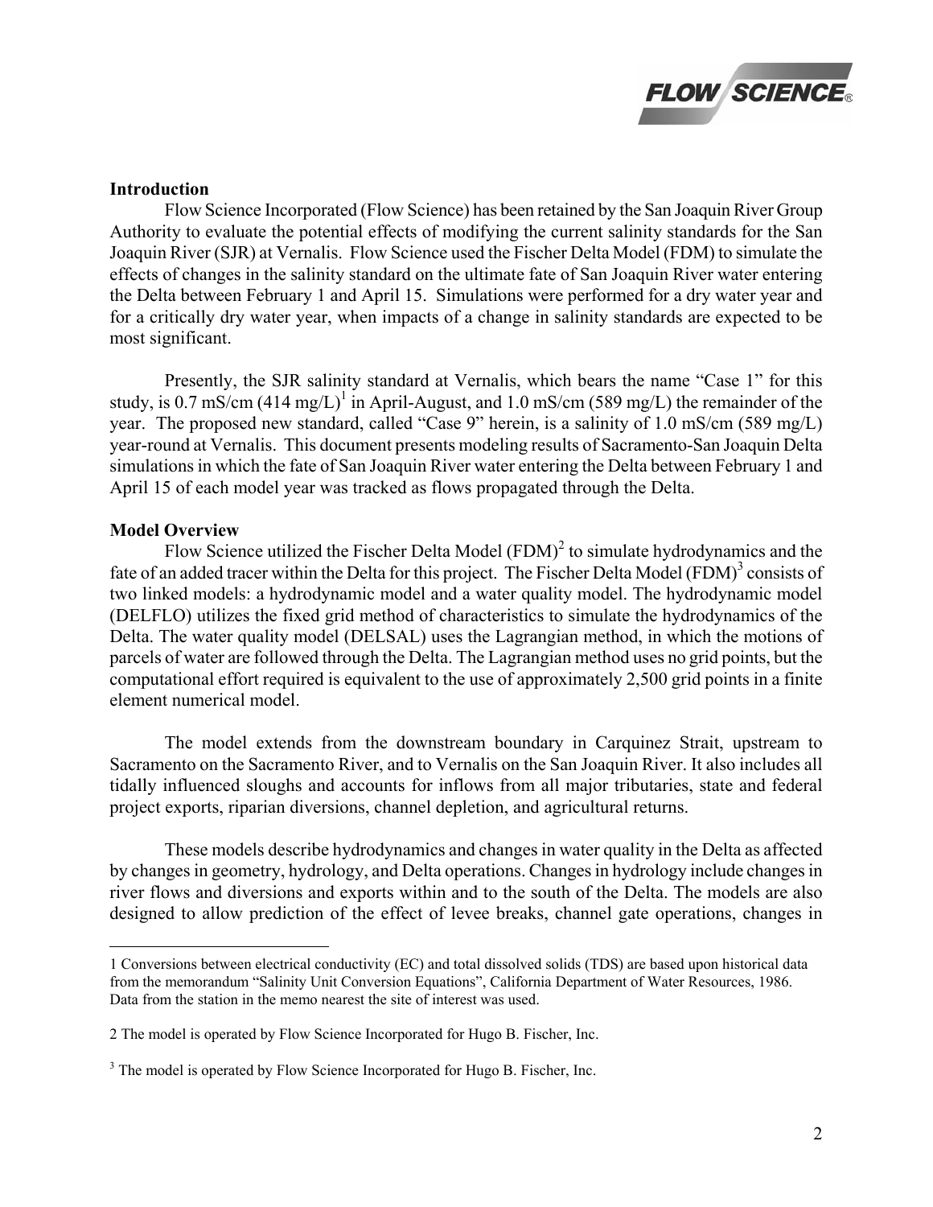## Introduction

Flow Science Incorporated (Flow Science) has been retained by the San Joaquin River Group Authority to evaluate the potential effects of modifying the current salinity standards for the San Joaquin River (SJR) at Vernalis. Flow Science used the Fischer Delta Model (FDM) to simulate the effects of changes in the salinity standard on the ultimate fate of San Joaquin River water entering the Delta between February 1 and April 15. Simulations were performed for a dry water year and for a critically dry water year, when impacts of a change in salinity standards are expected to be most significant.

Presently, the SJR salinity standard at Vernalis, which bears the name "Case 1" for this study, is 0.7 mS/cm (414 mg/L)[1] in April-August, and 1.0 mS/cm (589 mg/L) the remainder of the year. The proposed new standard, called "Case 9" herein, is a salinity of 1.0 mS/cm (589 mg/L) year-round at Vernalis. This document presents modeling results of Sacramento-San Joaquin Delta simulations in which the fate of San Joaquin River water entering the Delta between February 1 and April 15 of each model year was tracked as flows propagated through the Delta.

## Model Overview

Flow Science utilized the Fischer Delta Model (FDM)[2] to simulate hydrodynamics and the fate of an added tracer within the Delta for this project. The Fischer Delta Model (FDM)[3] consists of two linked models: a hydrodynamic model and a water quality model. The hydrodynamic model (DELFLO) utilizes the fixed grid method of characteristics to simulate the hydrodynamics of the Delta. The water quality model (DELSAL) uses the Lagrangian method, in which the motions of parcels of water are followed through the Delta. The Lagrangian method uses no grid points, but the computational effort required is equivalent to the use of approximately 2,500 grid points in a finite element numerical model.

The model extends from the downstream boundary in Carquinez Strait, upstream to Sacramento on the Sacramento River, and to Vernalis on the San Joaquin River. It also includes all tidally influenced sloughs and accounts for inflows from all major tributaries, state and federal project exports, riparian diversions, channel depletion, and agricultural returns.

These models describe hydrodynamics and changes in water quality in the Delta as affected by changes in geometry, hydrology, and Delta operations. Changes in hydrology include changes in river flows and diversions and exports within and to the south of the Delta. The models are also designed to allow prediction of the effect of levee breaks, channel gate operations, changes in

---

1 Conversions between electrical conductivity (EC) and total dissolved solids (TDS) are based upon historical data from the memorandum "Salinity Unit Conversion Equations", California Department of Water Resources, 1986. Data from the station in the memo nearest the site of interest was used.

2 The model is operated by Flow Science Incorporated for Hugo B. Fischer, Inc.

3 The model is operated by Flow Science Incorporated for Hugo B. Fischer, Inc.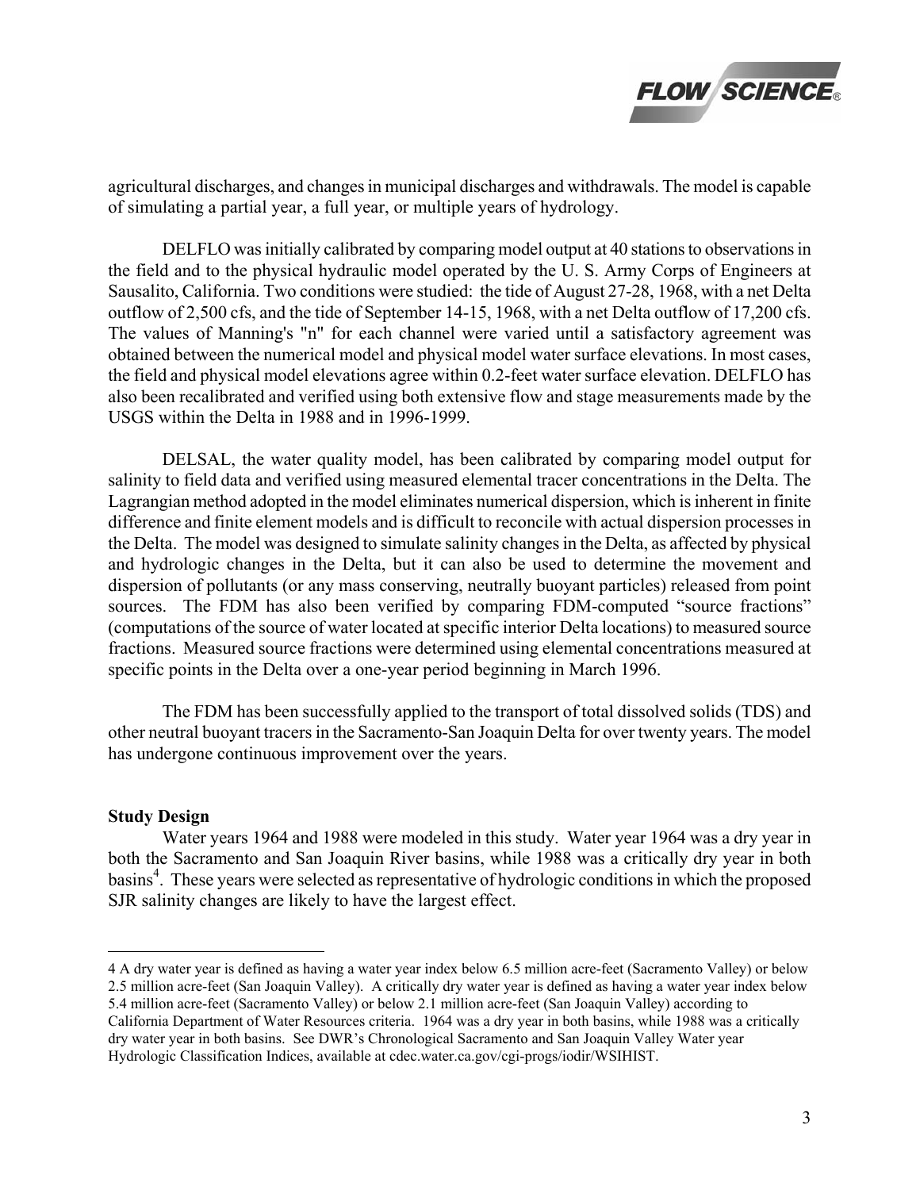agricultural discharges, and changes in municipal discharges and withdrawals. The model is capable of simulating a partial year, a full year, or multiple years of hydrology.

DELFLO was initially calibrated by comparing model output at 40 stations to observations in the field and to the physical hydraulic model operated by the U. S. Army Corps of Engineers at Sausalito, California. Two conditions were studied: the tide of August 27-28, 1968, with a net Delta outflow of 2,500 cfs, and the tide of September 14-15, 1968, with a net Delta outflow of 17,200 cfs. The values of Manning's "n" for each channel were varied until a satisfactory agreement was obtained between the numerical model and physical model water surface elevations. In most cases, the field and physical model elevations agree within 0.2-feet water surface elevation. DELFLO has also been recalibrated and verified using both extensive flow and stage measurements made by the USGS within the Delta in 1988 and in 1996-1999.

DELSAL, the water quality model, has been calibrated by comparing model output for salinity to field data and verified using measured elemental tracer concentrations in the Delta. The Lagrangian method adopted in the model eliminates numerical dispersion, which is inherent in finite difference and finite element models and is difficult to reconcile with actual dispersion processes in the Delta. The model was designed to simulate salinity changes in the Delta, as affected by physical and hydrologic changes in the Delta, but it can also be used to determine the movement and dispersion of pollutants (or any mass conserving, neutrally buoyant particles) released from point sources. The FDM has also been verified by comparing FDM-computed "source fractions" (computations of the source of water located at specific interior Delta locations) to measured source fractions. Measured source fractions were determined using elemental concentrations measured at specific points in the Delta over a one-year period beginning in March 1996.

The FDM has been successfully applied to the transport of total dissolved solids (TDS) and other neutral buoyant tracers in the Sacramento-San Joaquin Delta for over twenty years. The model has undergone continuous improvement over the years.

**Study Design**

Water years 1964 and 1988 were modeled in this study. Water year 1964 was a dry year in both the Sacramento and San Joaquin River basins, while 1988 was a critically dry year in both basins[4]. These years were selected as representative of hydrologic conditions in which the proposed SJR salinity changes are likely to have the largest effect.

---

4 A dry water year is defined as having a water year index below 6.5 million acre-feet (Sacramento Valley) or below 2.5 million acre-feet (San Joaquin Valley). A critically dry water year is defined as having a water year index below 5.4 million acre-feet (Sacramento Valley) or below 2.1 million acre-feet (San Joaquin Valley) according to California Department of Water Resources criteria. 1964 was a dry year in both basins, while 1988 was a critically dry water year in both basins. See DWR's Chronological Sacramento and San Joaquin Valley Water year Hydrologic Classification Indices, available at cdec.water.ca.gov/cgi-progs/iodir/WSIHIST.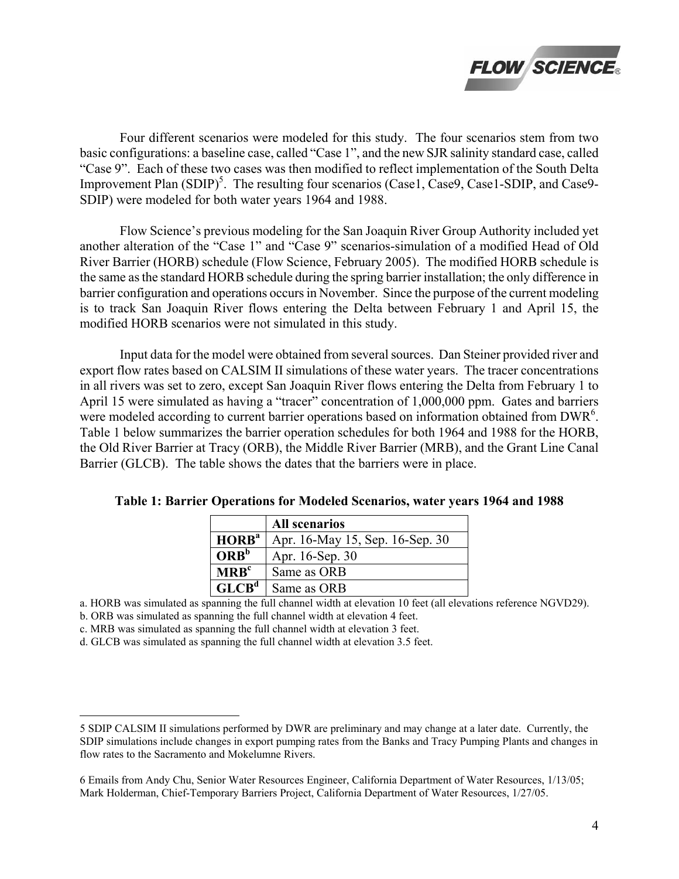Four different scenarios were modeled for this study. The four scenarios stem from two basic configurations: a baseline case, called "Case 1", and the new SJR salinity standard case, called "Case 9". Each of these two cases was then modified to reflect implementation of the South Delta Improvement Plan (SDIP)[5]. The resulting four scenarios (Case1, Case9, Case1-SDIP, and Case9-SDIP) were modeled for both water years 1964 and 1988.

Flow Science's previous modeling for the San Joaquin River Group Authority included yet another alteration of the "Case 1" and "Case 9" scenarios-simulation of a modified Head of Old River Barrier (HORB) schedule (Flow Science, February 2005). The modified HORB schedule is the same as the standard HORB schedule during the spring barrier installation; the only difference in barrier configuration and operations occurs in November. Since the purpose of the current modeling is to track San Joaquin River flows entering the Delta between February 1 and April 15, the modified HORB scenarios were not simulated in this study.

Input data for the model were obtained from several sources. Dan Steiner provided river and export flow rates based on CALSIM II simulations of these water years. The tracer concentrations in all rivers was set to zero, except San Joaquin River flows entering the Delta from February 1 to April 15 were simulated as having a "tracer" concentration of 1,000,000 ppm. Gates and barriers were modeled according to current barrier operations based on information obtained from DWR[6]. Table 1 below summarizes the barrier operation schedules for both 1964 and 1988 for the HORB, the Old River Barrier at Tracy (ORB), the Middle River Barrier (MRB), and the Grant Line Canal Barrier (GLCB). The table shows the dates that the barriers were in place.

**Table 1: Barrier Operations for Modeled Scenarios, water years 1964 and 1988**

| | All scenarios |
|---|---|
| **HORB**[a] | Apr. 16-May 15, Sep. 16-Sep. 30 |
| **ORB**[b] | Apr. 16-Sep. 30 |
| **MRB**[c] | Same as ORB |
| **GLCB**[d] | Same as ORB |

a. HORB was simulated as spanning the full channel width at elevation 10 feet (all elevations reference NGVD29).
b. ORB was simulated as spanning the full channel width at elevation 4 feet.
c. MRB was simulated as spanning the full channel width at elevation 3 feet.
d. GLCB was simulated as spanning the full channel width at elevation 3.5 feet.

---

5 SDIP CALSIM II simulations performed by DWR are preliminary and may change at a later date. Currently, the SDIP simulations include changes in export pumping rates from the Banks and Tracy Pumping Plants and changes in flow rates to the Sacramento and Mokelumne Rivers.

6 Emails from Andy Chu, Senior Water Resources Engineer, California Department of Water Resources, 1/13/05; Mark Holderman, Chief-Temporary Barriers Project, California Department of Water Resources, 1/27/05.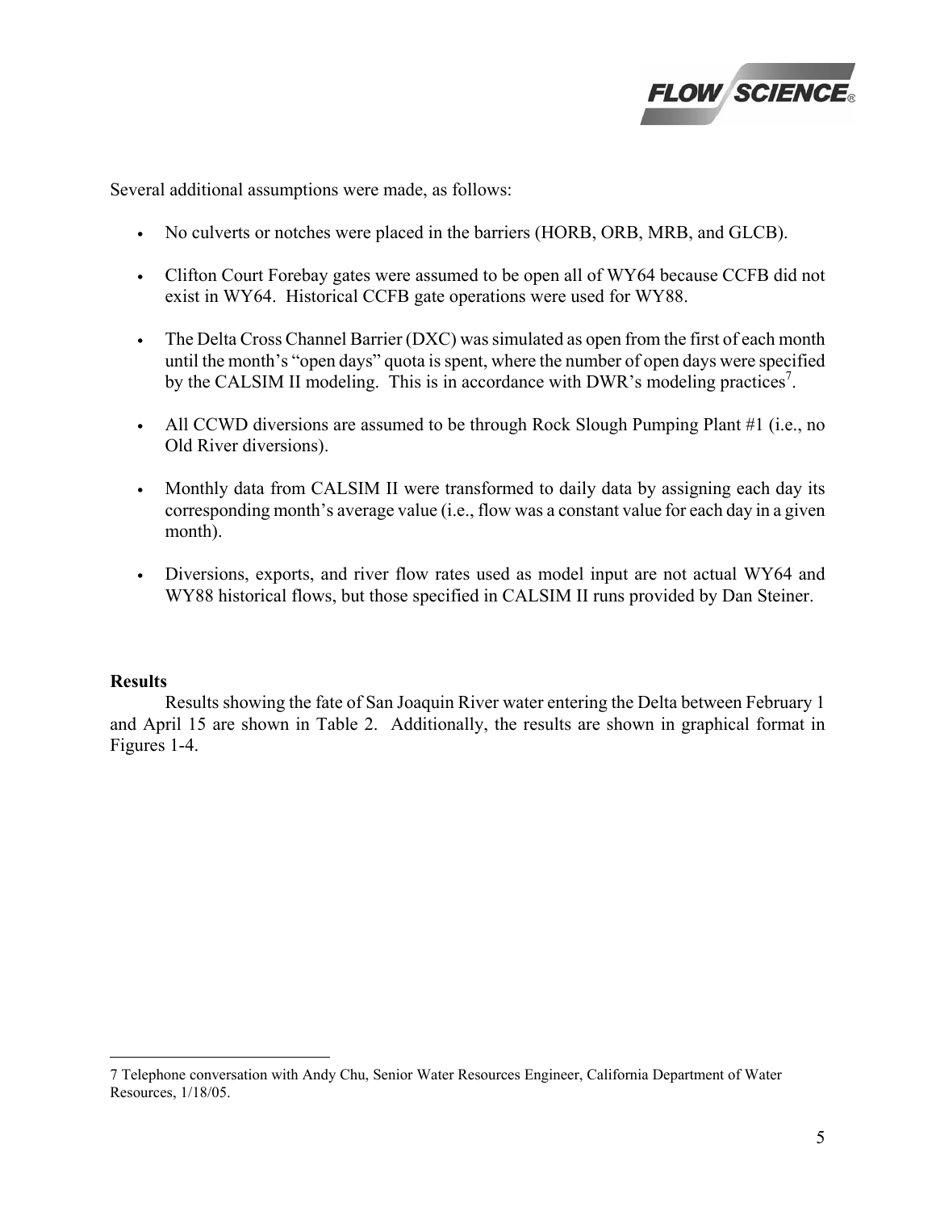Several additional assumptions were made, as follows:

- No culverts or notches were placed in the barriers (HORB, ORB, MRB, and GLCB).
- Clifton Court Forebay gates were assumed to be open all of WY64 because CCFB did not exist in WY64. Historical CCFB gate operations were used for WY88.
- The Delta Cross Channel Barrier (DXC) was simulated as open from the first of each month until the month's "open days" quota is spent, where the number of open days were specified by the CALSIM II modeling. This is in accordance with DWR's modeling practices[7].
- All CCWD diversions are assumed to be through Rock Slough Pumping Plant #1 (i.e., no Old River diversions).
- Monthly data from CALSIM II were transformed to daily data by assigning each day its corresponding month's average value (i.e., flow was a constant value for each day in a given month).
- Diversions, exports, and river flow rates used as model input are not actual WY64 and WY88 historical flows, but those specified in CALSIM II runs provided by Dan Steiner.

**Results**

Results showing the fate of San Joaquin River water entering the Delta between February 1 and April 15 are shown in Table 2. Additionally, the results are shown in graphical format in Figures 1-4.

---

7 Telephone conversation with Andy Chu, Senior Water Resources Engineer, California Department of Water Resources, 1/18/05.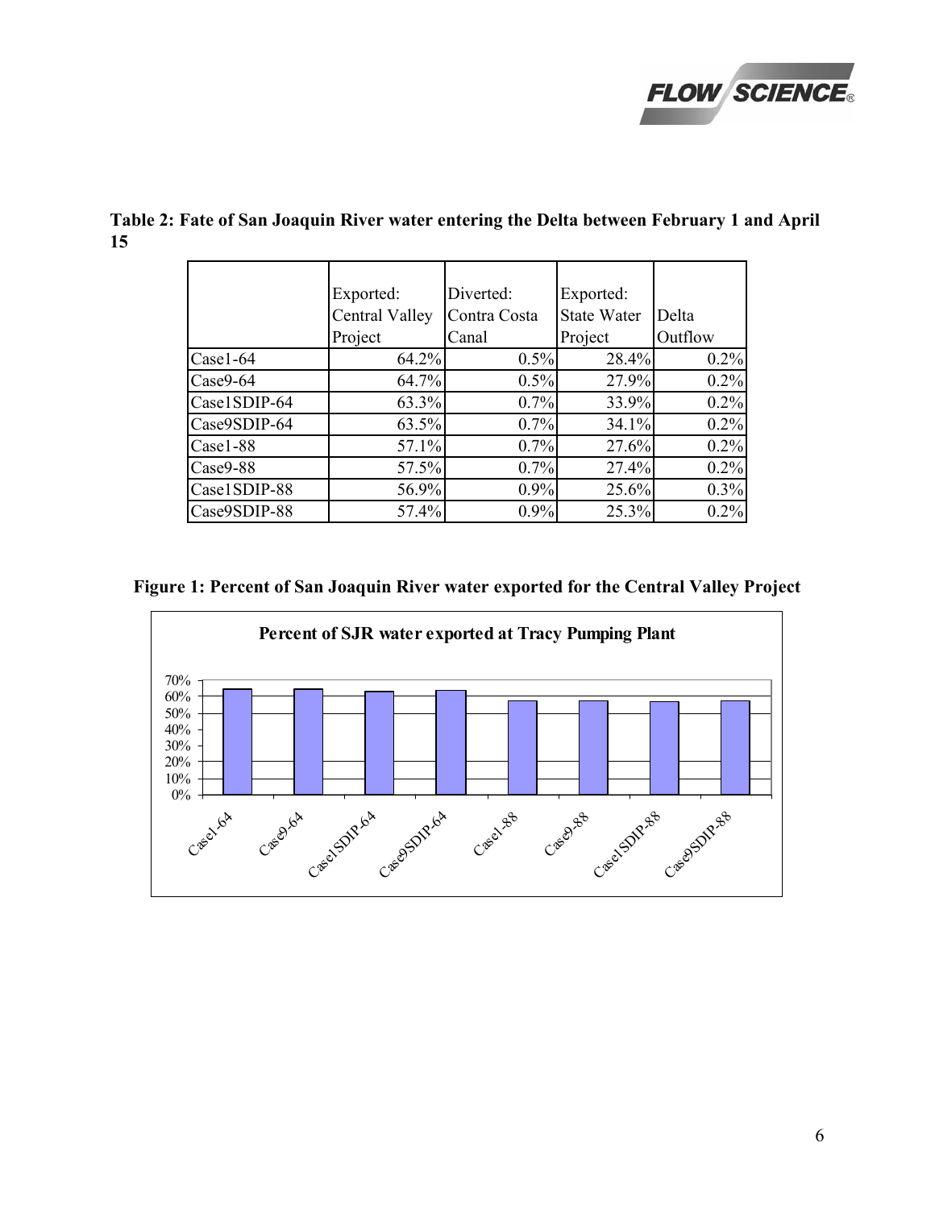**Table 2: Fate of San Joaquin River water entering the Delta between February 1 and April 15**

| | Exported: Central Valley Project | Diverted: Contra Costa Canal | Exported: State Water Project | Delta Outflow |
|---|---|---|---|---|
| Case1-64 | 64.2% | 0.5% | 28.4% | 0.2% |
| Case9-64 | 64.7% | 0.5% | 27.9% | 0.2% |
| Case1SDIP-64 | 63.3% | 0.7% | 33.9% | 0.2% |
| Case9SDIP-64 | 63.5% | 0.7% | 34.1% | 0.2% |
| Case1-88 | 57.1% | 0.7% | 27.6% | 0.2% |
| Case9-88 | 57.5% | 0.7% | 27.4% | 0.2% |
| Case1SDIP-88 | 56.9% | 0.9% | 25.6% | 0.3% |
| Case9SDIP-88 | 57.4% | 0.9% | 25.3% | 0.2% |

**Figure 1: Percent of San Joaquin River water exported for the Central Valley Project**

**Percent of SJR water exported at Tracy Pumping Plant**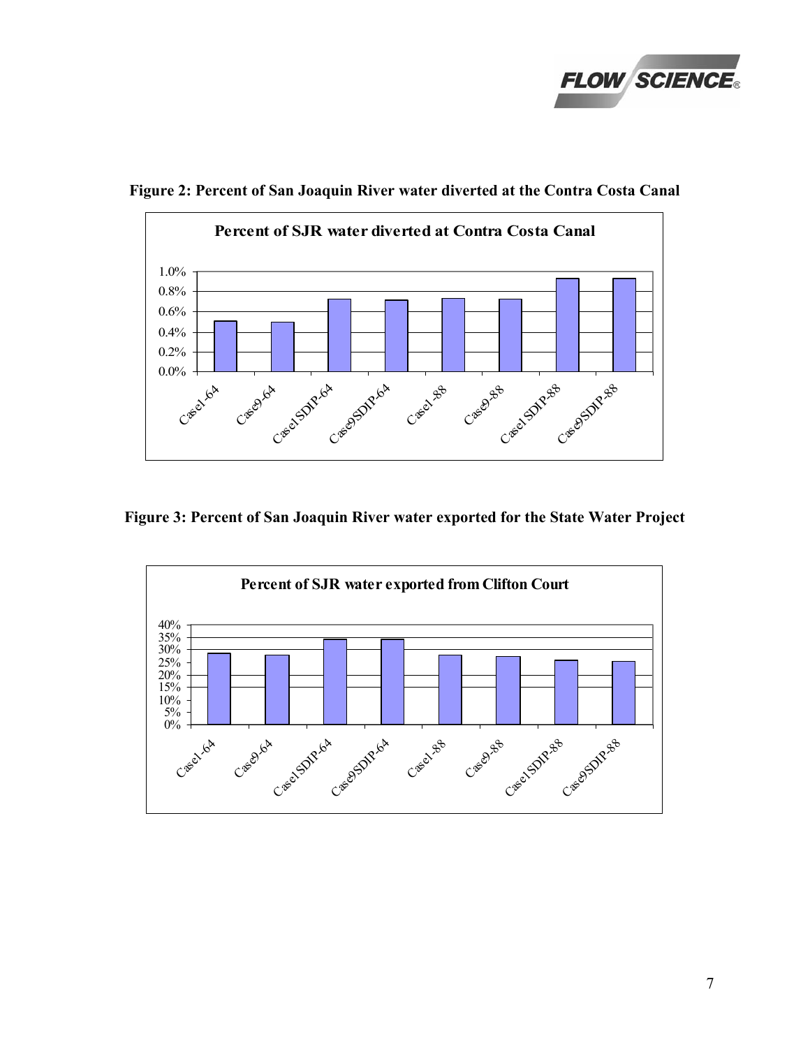**Figure 2: Percent of San Joaquin River water diverted at the Contra Costa Canal**

**Figure 3: Percent of San Joaquin River water exported for the State Water Project**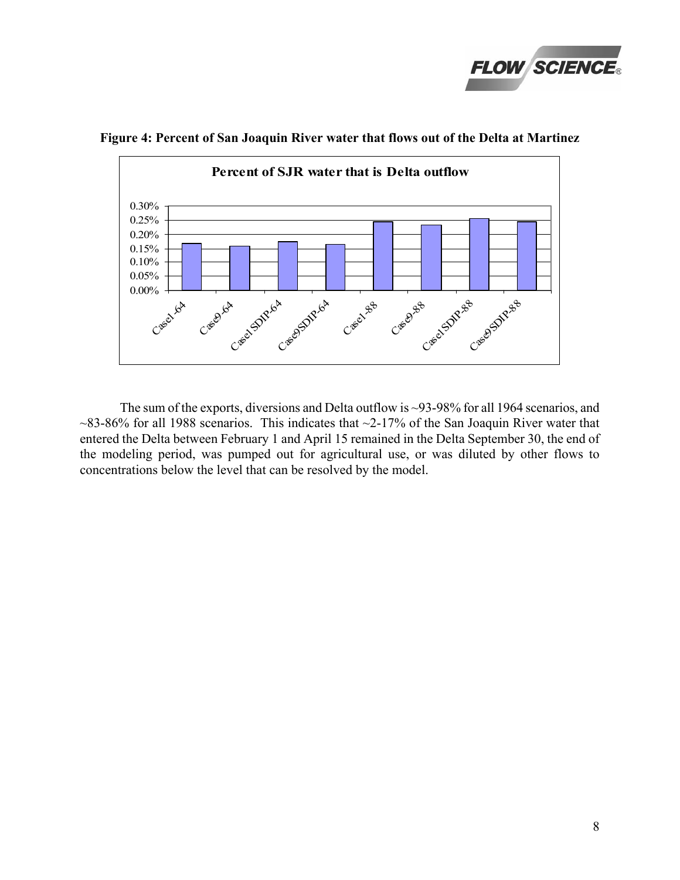**Figure 4: Percent of San Joaquin River water that flows out of the Delta at Martinez**

Percent of SJR water that is Delta outflow

0.30%
0.25%
0.20%
0.15%
0.10%
0.05%
0.00%

Case1-64
Case9-64
Case1SDIP-64
Case9SDIP-64
Case1-88
Case9-88
Case1SDIP-88
Case9SDIP-88

The sum of the exports, diversions and Delta outflow is ~93-98% for all 1964 scenarios, and ~83-86% for all 1988 scenarios. This indicates that ~2-17% of the San Joaquin River water that entered the Delta between February 1 and April 15 remained in the Delta September 30, the end of the modeling period, was pumped out for agricultural use, or was diluted by other flows to concentrations below the level that can be resolved by the model.